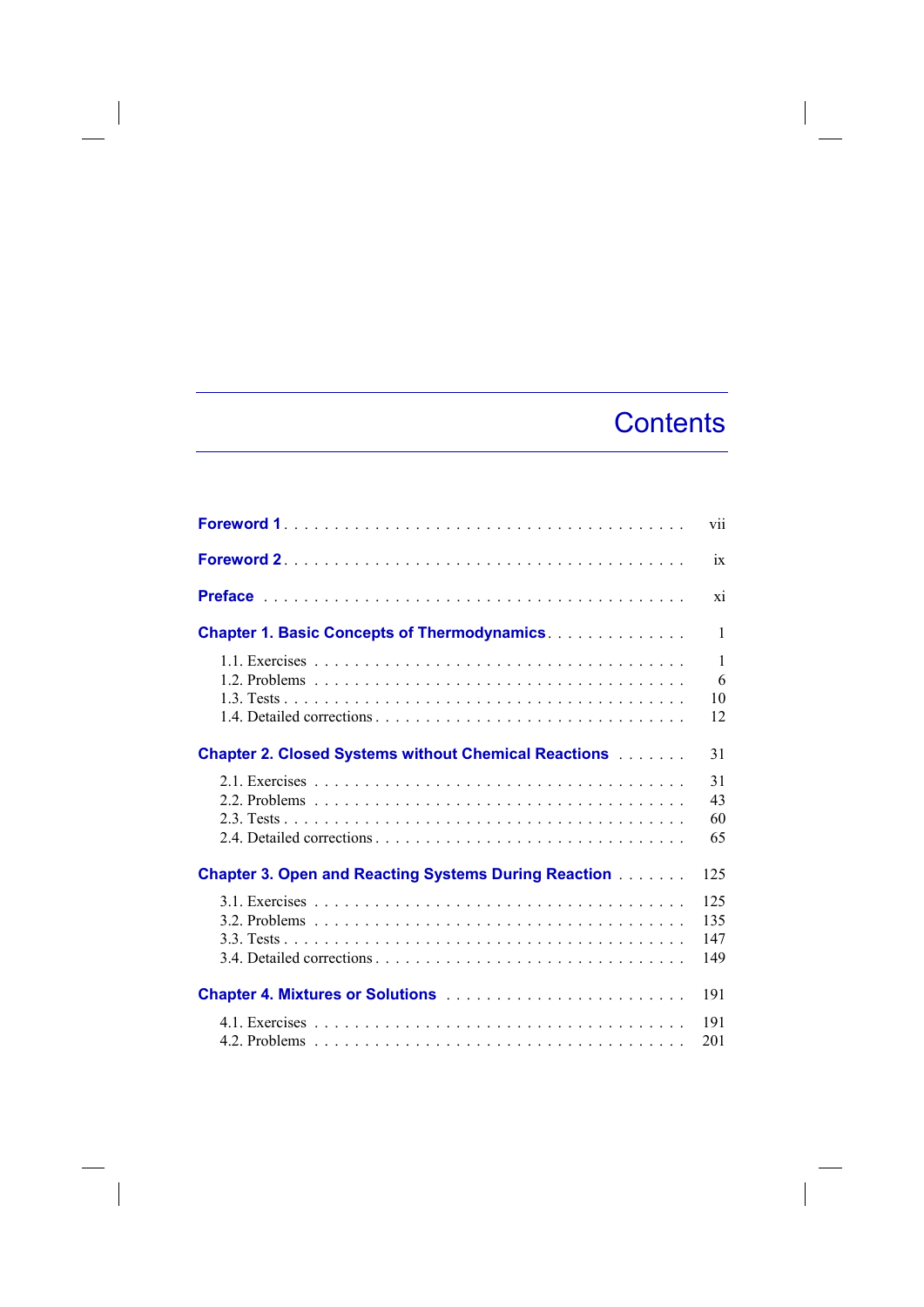# Contents

Foreword 1 . . . . . . . . . . . . . . . . . . . . . . . . . . . . . . . . . . . . . . . vii

Foreword 2 . . . . . . . . . . . . . . . . . . . . . . . . . . . . . . . . . . . . . . . ix

Preface . . . . . . . . . . . . . . . . . . . . . . . . . . . . . . . . . . . . . . . . . xi

Chapter 1. Basic Concepts of Thermodynamics . . . . . . . . . . . . . . 1

- 1.1. Exercises . . . . . . . . . . . . . . . . . . . . . . . . . . . . . . . . . . . . 1
- 1.2. Problems . . . . . . . . . . . . . . . . . . . . . . . . . . . . . . . . . . . . 6
- 1.3. Tests . . . . . . . . . . . . . . . . . . . . . . . . . . . . . . . . . . . . . . 10
- 1.4. Detailed corrections . . . . . . . . . . . . . . . . . . . . . . . . . . . . . 12

Chapter 2. Closed Systems without Chemical Reactions . . . . . . . 31

- 2.1. Exercises . . . . . . . . . . . . . . . . . . . . . . . . . . . . . . . . . . . . 31
- 2.2. Problems . . . . . . . . . . . . . . . . . . . . . . . . . . . . . . . . . . . . 43
- 2.3. Tests . . . . . . . . . . . . . . . . . . . . . . . . . . . . . . . . . . . . . . 60
- 2.4. Detailed corrections . . . . . . . . . . . . . . . . . . . . . . . . . . . . . 65

Chapter 3. Open and Reacting Systems During Reaction . . . . . . . 125

- 3.1. Exercises . . . . . . . . . . . . . . . . . . . . . . . . . . . . . . . . . . . . 125
- 3.2. Problems . . . . . . . . . . . . . . . . . . . . . . . . . . . . . . . . . . . . 135
- 3.3. Tests . . . . . . . . . . . . . . . . . . . . . . . . . . . . . . . . . . . . . . 147
- 3.4. Detailed corrections . . . . . . . . . . . . . . . . . . . . . . . . . . . . . 149

Chapter 4. Mixtures or Solutions . . . . . . . . . . . . . . . . . . . . . . . 191

- 4.1. Exercises . . . . . . . . . . . . . . . . . . . . . . . . . . . . . . . . . . . . 191
- 4.2. Problems . . . . . . . . . . . . . . . . . . . . . . . . . . . . . . . . . . . . 201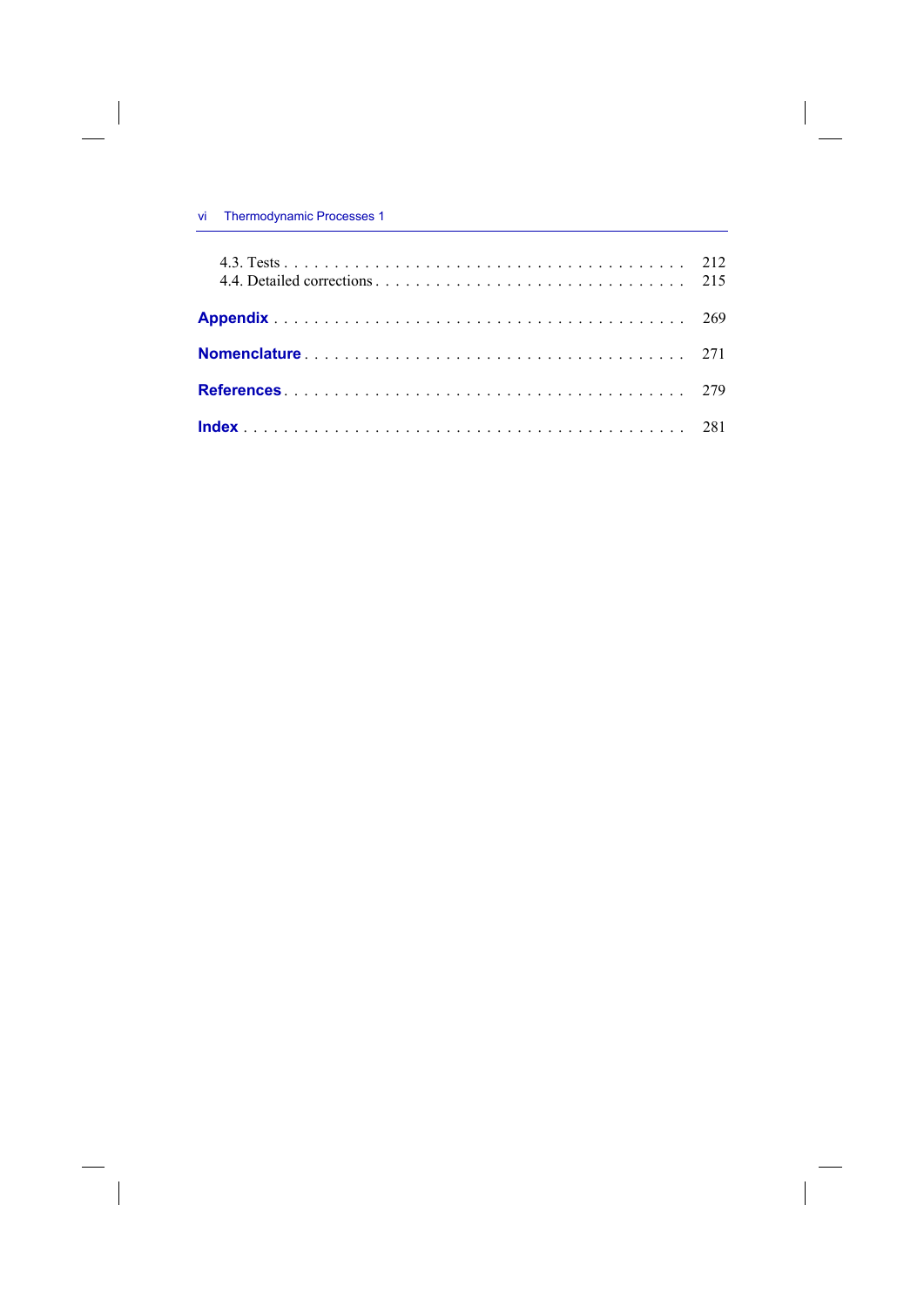4.3. Tests . . . . . . . . . . . . . . . . . . . . . . . . . . . . . . . . . . . . . . . 212
4.4. Detailed corrections . . . . . . . . . . . . . . . . . . . . . . . . . . . . . . . 215

**Appendix** . . . . . . . . . . . . . . . . . . . . . . . . . . . . . . . . . . . . . . . . 269

**Nomenclature** . . . . . . . . . . . . . . . . . . . . . . . . . . . . . . . . . . . . . 271

**References** . . . . . . . . . . . . . . . . . . . . . . . . . . . . . . . . . . . . . . . 279

**Index** . . . . . . . . . . . . . . . . . . . . . . . . . . . . . . . . . . . . . . . . . . 281